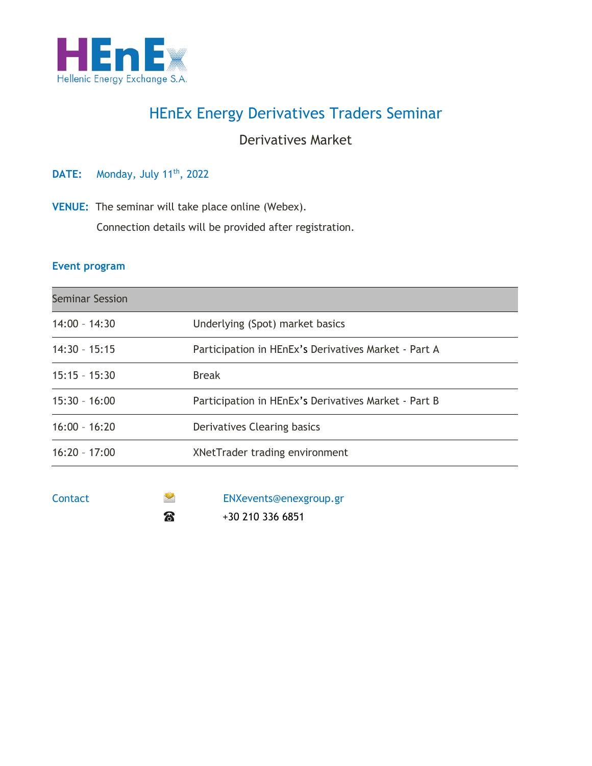HEnEx
Hellenic Energy Exchange S.A.

# HEnEx Energy Derivatives Traders Seminar

## Derivatives Market

**DATE:** Monday, July 11th, 2022

**VENUE:** The seminar will take place online (Webex).
Connection details will be provided after registration.

### Event program

| Seminar Session | |
|---|---|
| 14:00 - 14:30 | Underlying (Spot) market basics |
| 14:30 - 15:15 | Participation in HEnEx's Derivatives Market - Part A |
| 15:15 - 15:30 | Break |
| 15:30 - 16:00 | Participation in HEnEx's Derivatives Market - Part B |
| 16:00 - 16:20 | Derivatives Clearing basics |
| 16:20 - 17:00 | XNetTrader trading environment |

Contact

✉ ENXevents@enexgroup.gr

☎ +30 210 336 6851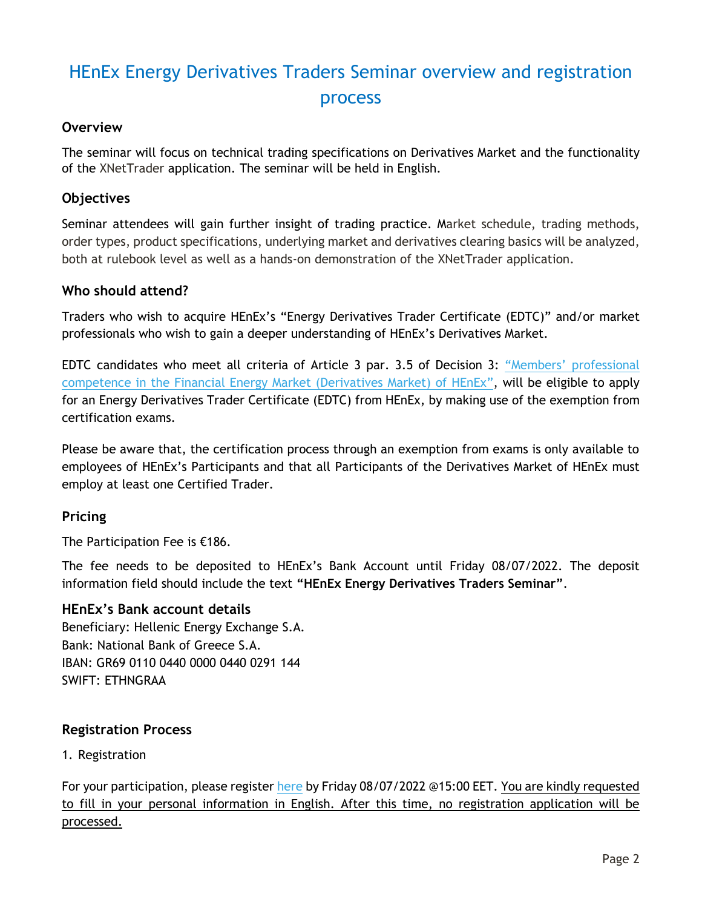# HEnEx Energy Derivatives Traders Seminar overview and registration process

### Overview

The seminar will focus on technical trading specifications on Derivatives Market and the functionality of the XNetTrader application. The seminar will be held in English.

### Objectives

Seminar attendees will gain further insight of trading practice. Market schedule, trading methods, order types, product specifications, underlying market and derivatives clearing basics will be analyzed, both at rulebook level as well as a hands-on demonstration of the XNetTrader application.

### Who should attend?

Traders who wish to acquire HEnEx's "Energy Derivatives Trader Certificate (EDTC)" and/or market professionals who wish to gain a deeper understanding of HEnEx's Derivatives Market.

EDTC candidates who meet all criteria of Article 3 par. 3.5 of Decision 3: "Members' professional competence in the Financial Energy Market (Derivatives Market) of HEnEx", will be eligible to apply for an Energy Derivatives Trader Certificate (EDTC) from HEnEx, by making use of the exemption from certification exams.

Please be aware that, the certification process through an exemption from exams is only available to employees of HEnEx's Participants and that all Participants of the Derivatives Market of HEnEx must employ at least one Certified Trader.

### Pricing

The Participation Fee is €186.

The fee needs to be deposited to HEnEx's Bank Account until Friday 08/07/2022. The deposit information field should include the text **"HEnEx Energy Derivatives Traders Seminar"**.

### HEnEx's Bank account details

Beneficiary: Hellenic Energy Exchange S.A.
Bank: National Bank of Greece S.A.
IBAN: GR69 0110 0440 0000 0440 0291 144
SWIFT: ETHNGRAA

### Registration Process

1. Registration

For your participation, please register here by Friday 08/07/2022 @15:00 EET. You are kindly requested to fill in your personal information in English. After this time, no registration application will be processed.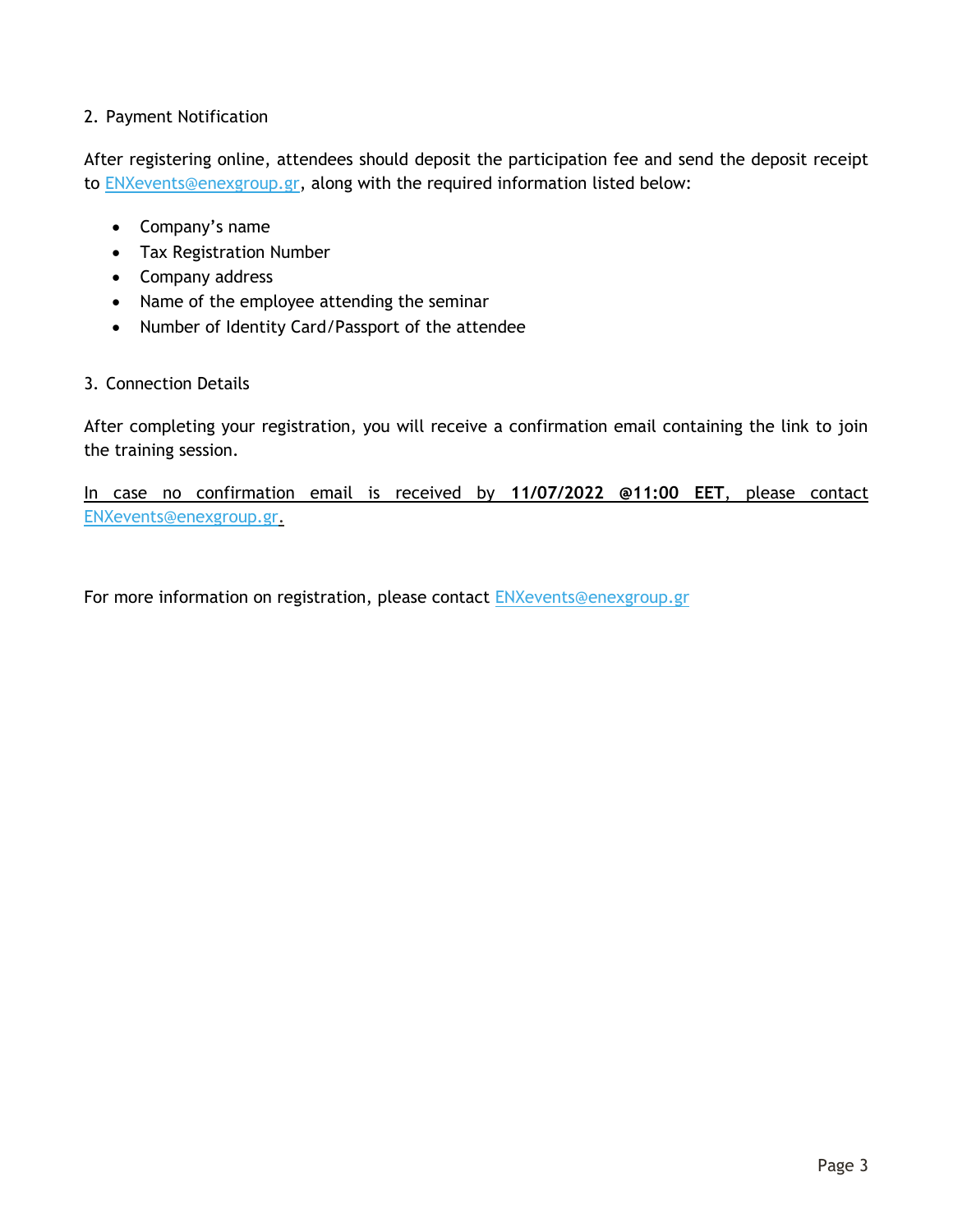2. Payment Notification

After registering online, attendees should deposit the participation fee and send the deposit receipt to ENXevents@enexgroup.gr, along with the required information listed below:

- Company's name
- Tax Registration Number
- Company address
- Name of the employee attending the seminar
- Number of Identity Card/Passport of the attendee

3. Connection Details

After completing your registration, you will receive a confirmation email containing the link to join the training session.

In case no confirmation email is received by **11/07/2022 @11:00 EET**, please contact ENXevents@enexgroup.gr.

For more information on registration, please contact ENXevents@enexgroup.gr